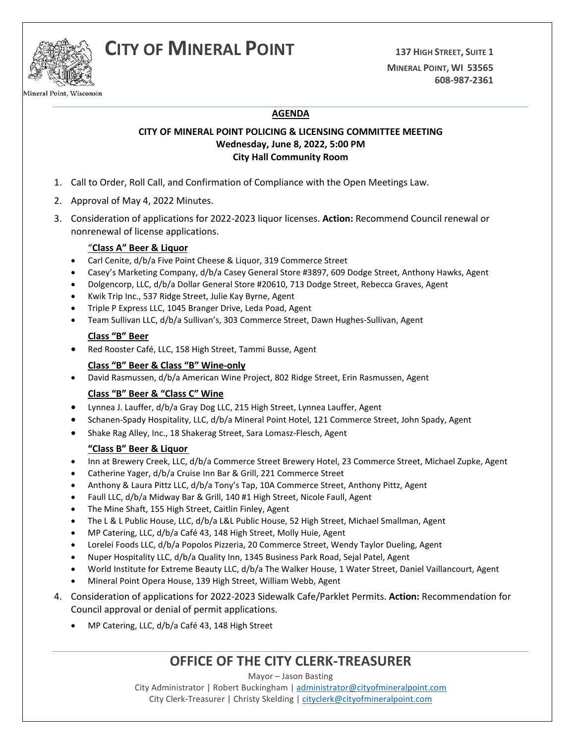# CITY OF MINERAL POINT

Mineral Point, Wisconsin

**137 HIGH STREET, SUITE 1**
**MINERAL POINT, WI 53565**
**608-987-2361**

## AGENDA

**CITY OF MINERAL POINT POLICING & LICENSING COMMITTEE MEETING**
**Wednesday, June 8, 2022, 5:00 PM**
**City Hall Community Room**

1. Call to Order, Roll Call, and Confirmation of Compliance with the Open Meetings Law.
2. Approval of May 4, 2022 Minutes.
3. Consideration of applications for 2022-2023 liquor licenses. **Action:** Recommend Council renewal or nonrenewal of license applications.

   **"Class A" Beer & Liquor**
   - Carl Cenite, d/b/a Five Point Cheese & Liquor, 319 Commerce Street
   - Casey's Marketing Company, d/b/a Casey General Store #3897, 609 Dodge Street, Anthony Hawks, Agent
   - Dolgencorp, LLC, d/b/a Dollar General Store #20610, 713 Dodge Street, Rebecca Graves, Agent
   - Kwik Trip Inc., 537 Ridge Street, Julie Kay Byrne, Agent
   - Triple P Express LLC, 1045 Branger Drive, Leda Poad, Agent
   - Team Sullivan LLC, d/b/a Sullivan's, 303 Commerce Street, Dawn Hughes-Sullivan, Agent

   **Class "B" Beer**
   - Red Rooster Café, LLC, 158 High Street, Tammi Busse, Agent

   **Class "B" Beer & Class "B" Wine-only**
   - David Rasmussen, d/b/a American Wine Project, 802 Ridge Street, Erin Rasmussen, Agent

   **Class "B" Beer & "Class C" Wine**
   - Lynnea J. Lauffer, d/b/a Gray Dog LLC, 215 High Street, Lynnea Lauffer, Agent
   - Schanen-Spady Hospitality, LLC, d/b/a Mineral Point Hotel, 121 Commerce Street, John Spady, Agent
   - Shake Rag Alley, Inc., 18 Shakerag Street, Sara Lomasz-Flesch, Agent

   **"Class B" Beer & Liquor**
   - Inn at Brewery Creek, LLC, d/b/a Commerce Street Brewery Hotel, 23 Commerce Street, Michael Zupke, Agent
   - Catherine Yager, d/b/a Cruise Inn Bar & Grill, 221 Commerce Street
   - Anthony & Laura Pittz LLC, d/b/a Tony's Tap, 10A Commerce Street, Anthony Pittz, Agent
   - Faull LLC, d/b/a Midway Bar & Grill, 140 #1 High Street, Nicole Faull, Agent
   - The Mine Shaft, 155 High Street, Caitlin Finley, Agent
   - The L & L Public House, LLC, d/b/a L&L Public House, 52 High Street, Michael Smallman, Agent
   - MP Catering, LLC, d/b/a Café 43, 148 High Street, Molly Huie, Agent
   - Lorelei Foods LLC, d/b/a Popolos Pizzeria, 20 Commerce Street, Wendy Taylor Dueling, Agent
   - Nuper Hospitality LLC, d/b/a Quality Inn, 1345 Business Park Road, Sejal Patel, Agent
   - World Institute for Extreme Beauty LLC, d/b/a The Walker House, 1 Water Street, Daniel Vaillancourt, Agent
   - Mineral Point Opera House, 139 High Street, William Webb, Agent

4. Consideration of applications for 2022-2023 Sidewalk Cafe/Parklet Permits. **Action:** Recommendation for Council approval or denial of permit applications.
   - MP Catering, LLC, d/b/a Café 43, 148 High Street

## OFFICE OF THE CITY CLERK-TREASURER

Mayor – Jason Basting
City Administrator | Robert Buckingham | administrator@cityofmineralpoint.com
City Clerk-Treasurer | Christy Skelding | cityclerk@cityofmineralpoint.com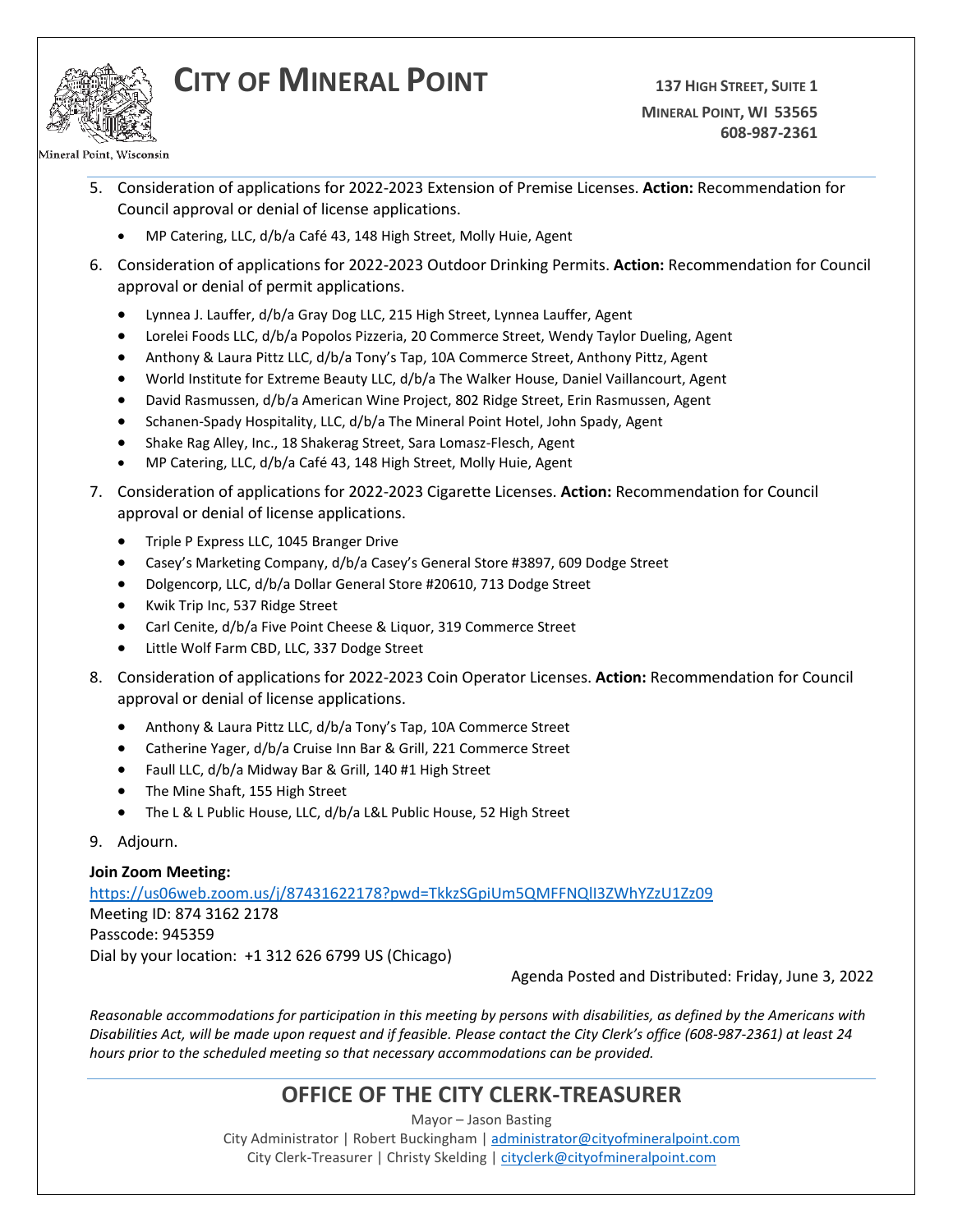# CITY OF MINERAL POINT

**137 HIGH STREET, SUITE 1**
**MINERAL POINT, WI 53565**
**608-987-2361**

Mineral Point, Wisconsin

5. Consideration of applications for 2022-2023 Extension of Premise Licenses. **Action:** Recommendation for Council approval or denial of license applications.
   - MP Catering, LLC, d/b/a Café 43, 148 High Street, Molly Huie, Agent
6. Consideration of applications for 2022-2023 Outdoor Drinking Permits. **Action:** Recommendation for Council approval or denial of permit applications.
   - Lynnea J. Lauffer, d/b/a Gray Dog LLC, 215 High Street, Lynnea Lauffer, Agent
   - Lorelei Foods LLC, d/b/a Popolos Pizzeria, 20 Commerce Street, Wendy Taylor Dueling, Agent
   - Anthony & Laura Pittz LLC, d/b/a Tony's Tap, 10A Commerce Street, Anthony Pittz, Agent
   - World Institute for Extreme Beauty LLC, d/b/a The Walker House, Daniel Vaillancourt, Agent
   - David Rasmussen, d/b/a American Wine Project, 802 Ridge Street, Erin Rasmussen, Agent
   - Schanen-Spady Hospitality, LLC, d/b/a The Mineral Point Hotel, John Spady, Agent
   - Shake Rag Alley, Inc., 18 Shakerag Street, Sara Lomasz-Flesch, Agent
   - MP Catering, LLC, d/b/a Café 43, 148 High Street, Molly Huie, Agent
7. Consideration of applications for 2022-2023 Cigarette Licenses. **Action:** Recommendation for Council approval or denial of license applications.
   - Triple P Express LLC, 1045 Branger Drive
   - Casey's Marketing Company, d/b/a Casey's General Store #3897, 609 Dodge Street
   - Dolgencorp, LLC, d/b/a Dollar General Store #20610, 713 Dodge Street
   - Kwik Trip Inc, 537 Ridge Street
   - Carl Cenite, d/b/a Five Point Cheese & Liquor, 319 Commerce Street
   - Little Wolf Farm CBD, LLC, 337 Dodge Street
8. Consideration of applications for 2022-2023 Coin Operator Licenses. **Action:** Recommendation for Council approval or denial of license applications.
   - Anthony & Laura Pittz LLC, d/b/a Tony's Tap, 10A Commerce Street
   - Catherine Yager, d/b/a Cruise Inn Bar & Grill, 221 Commerce Street
   - Faull LLC, d/b/a Midway Bar & Grill, 140 #1 High Street
   - The Mine Shaft, 155 High Street
   - The L & L Public House, LLC, d/b/a L&L Public House, 52 High Street
9. Adjourn.

**Join Zoom Meeting:**
https://us06web.zoom.us/j/87431622178?pwd=TkkzSGpiUm5QMFFNQlI3ZWhYZzU1Zz09
Meeting ID: 874 3162 2178
Passcode: 945359
Dial by your location: +1 312 626 6799 US (Chicago)

Agenda Posted and Distributed: Friday, June 3, 2022

*Reasonable accommodations for participation in this meeting by persons with disabilities, as defined by the Americans with Disabilities Act, will be made upon request and if feasible. Please contact the City Clerk's office (608-987-2361) at least 24 hours prior to the scheduled meeting so that necessary accommodations can be provided.*

## OFFICE OF THE CITY CLERK-TREASURER

Mayor – Jason Basting
City Administrator | Robert Buckingham | administrator@cityofmineralpoint.com
City Clerk-Treasurer | Christy Skelding | cityclerk@cityofmineralpoint.com